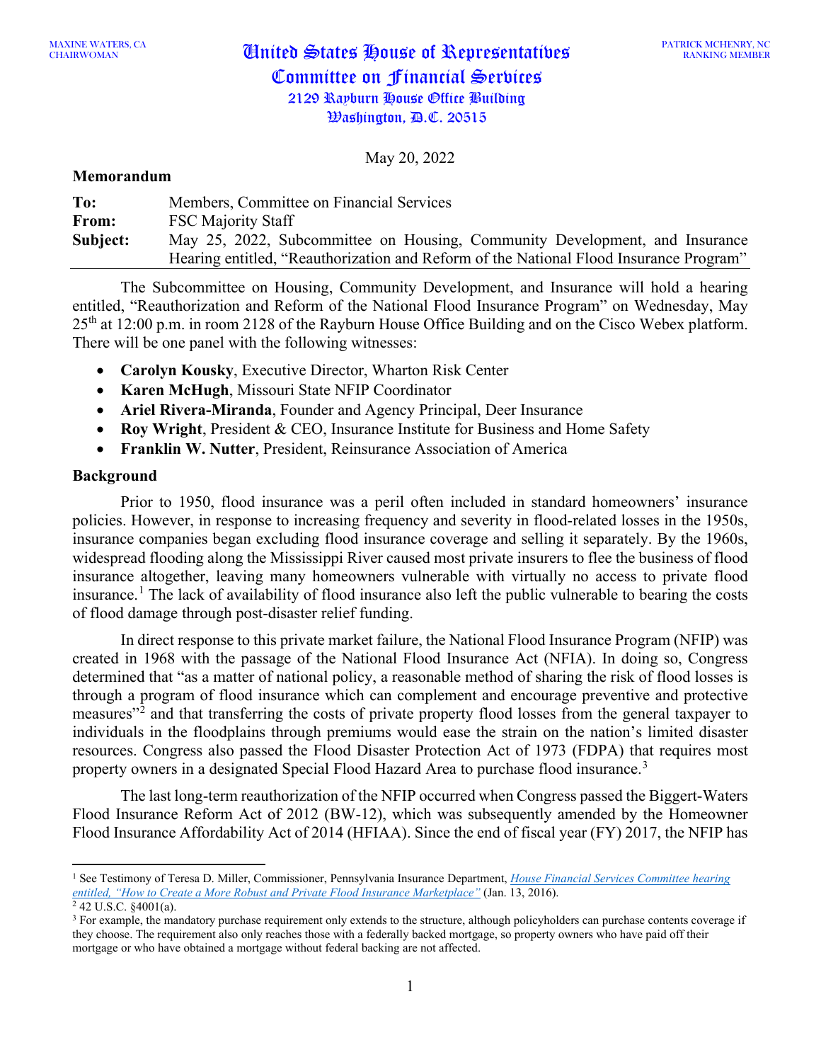MAXINE WATERS, CA
CHAIRWOMAN

# United States House of Representatives
## Committee on Financial Services
2129 Rayburn House Office Building
Washington, D.C. 20515

PATRICK MCHENRY, NC
RANKING MEMBER

May 20, 2022

**Memorandum**

| | |
|---|---|
| **To:** | Members, Committee on Financial Services |
| **From:** | FSC Majority Staff |
| **Subject:** | May 25, 2022, Subcommittee on Housing, Community Development, and Insurance Hearing entitled, "Reauthorization and Reform of the National Flood Insurance Program" |

The Subcommittee on Housing, Community Development, and Insurance will hold a hearing entitled, "Reauthorization and Reform of the National Flood Insurance Program" on Wednesday, May 25th at 12:00 p.m. in room 2128 of the Rayburn House Office Building and on the Cisco Webex platform. There will be one panel with the following witnesses:

- **Carolyn Kousky**, Executive Director, Wharton Risk Center
- **Karen McHugh**, Missouri State NFIP Coordinator
- **Ariel Rivera-Miranda**, Founder and Agency Principal, Deer Insurance
- **Roy Wright**, President & CEO, Insurance Institute for Business and Home Safety
- **Franklin W. Nutter**, President, Reinsurance Association of America

**Background**

Prior to 1950, flood insurance was a peril often included in standard homeowners' insurance policies. However, in response to increasing frequency and severity in flood-related losses in the 1950s, insurance companies began excluding flood insurance coverage and selling it separately. By the 1960s, widespread flooding along the Mississippi River caused most private insurers to flee the business of flood insurance altogether, leaving many homeowners vulnerable with virtually no access to private flood insurance.[1] The lack of availability of flood insurance also left the public vulnerable to bearing the costs of flood damage through post-disaster relief funding.

In direct response to this private market failure, the National Flood Insurance Program (NFIP) was created in 1968 with the passage of the National Flood Insurance Act (NFIA). In doing so, Congress determined that "as a matter of national policy, a reasonable method of sharing the risk of flood losses is through a program of flood insurance which can complement and encourage preventive and protective measures"[2] and that transferring the costs of private property flood losses from the general taxpayer to individuals in the floodplains through premiums would ease the strain on the nation's limited disaster resources. Congress also passed the Flood Disaster Protection Act of 1973 (FDPA) that requires most property owners in a designated Special Flood Hazard Area to purchase flood insurance.[3]

The last long-term reauthorization of the NFIP occurred when Congress passed the Biggert-Waters Flood Insurance Reform Act of 2012 (BW-12), which was subsequently amended by the Homeowner Flood Insurance Affordability Act of 2014 (HFIAA). Since the end of fiscal year (FY) 2017, the NFIP has

---

[1] See Testimony of Teresa D. Miller, Commissioner, Pennsylvania Insurance Department, *House Financial Services Committee hearing entitled, "How to Create a More Robust and Private Flood Insurance Marketplace"* (Jan. 13, 2016).

[2] 42 U.S.C. §4001(a).

[3] For example, the mandatory purchase requirement only extends to the structure, although policyholders can purchase contents coverage if they choose. The requirement also only reaches those with a federally backed mortgage, so property owners who have paid off their mortgage or who have obtained a mortgage without federal backing are not affected.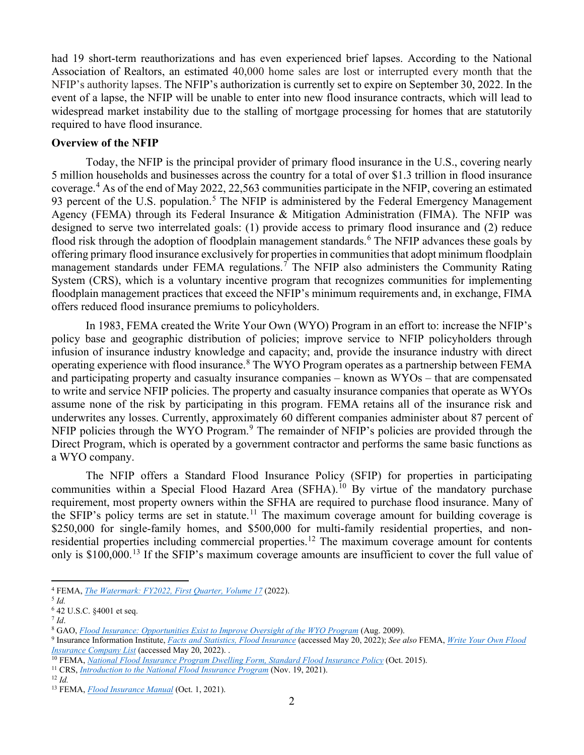had 19 short-term reauthorizations and has even experienced brief lapses. According to the National Association of Realtors, an estimated 40,000 home sales are lost or interrupted every month that the NFIP's authority lapses. The NFIP's authorization is currently set to expire on September 30, 2022. In the event of a lapse, the NFIP will be unable to enter into new flood insurance contracts, which will lead to widespread market instability due to the stalling of mortgage processing for homes that are statutorily required to have flood insurance.

**Overview of the NFIP**

Today, the NFIP is the principal provider of primary flood insurance in the U.S., covering nearly 5 million households and businesses across the country for a total of over $1.3 trillion in flood insurance coverage.[4] As of the end of May 2022, 22,563 communities participate in the NFIP, covering an estimated 93 percent of the U.S. population.[5] The NFIP is administered by the Federal Emergency Management Agency (FEMA) through its Federal Insurance & Mitigation Administration (FIMA). The NFIP was designed to serve two interrelated goals: (1) provide access to primary flood insurance and (2) reduce flood risk through the adoption of floodplain management standards.[6] The NFIP advances these goals by offering primary flood insurance exclusively for properties in communities that adopt minimum floodplain management standards under FEMA regulations.[7] The NFIP also administers the Community Rating System (CRS), which is a voluntary incentive program that recognizes communities for implementing floodplain management practices that exceed the NFIP's minimum requirements and, in exchange, FIMA offers reduced flood insurance premiums to policyholders.

In 1983, FEMA created the Write Your Own (WYO) Program in an effort to: increase the NFIP's policy base and geographic distribution of policies; improve service to NFIP policyholders through infusion of insurance industry knowledge and capacity; and, provide the insurance industry with direct operating experience with flood insurance.[8] The WYO Program operates as a partnership between FEMA and participating property and casualty insurance companies – known as WYOs – that are compensated to write and service NFIP policies. The property and casualty insurance companies that operate as WYOs assume none of the risk by participating in this program. FEMA retains all of the insurance risk and underwrites any losses. Currently, approximately 60 different companies administer about 87 percent of NFIP policies through the WYO Program.[9] The remainder of NFIP's policies are provided through the Direct Program, which is operated by a government contractor and performs the same basic functions as a WYO company.

The NFIP offers a Standard Flood Insurance Policy (SFIP) for properties in participating communities within a Special Flood Hazard Area (SFHA).[10] By virtue of the mandatory purchase requirement, most property owners within the SFHA are required to purchase flood insurance. Many of the SFIP's policy terms are set in statute.[11] The maximum coverage amount for building coverage is $250,000 for single-family homes, and $500,000 for multi-family residential properties, and non-residential properties including commercial properties.[12] The maximum coverage amount for contents only is $100,000.[13] If the SFIP's maximum coverage amounts are insufficient to cover the full value of

---

[4] FEMA, *The Watermark: FY2022, First Quarter, Volume 17* (2022).

[5] *Id.*

[6] 42 U.S.C. §4001 et seq.

[7] *Id*.

[8] GAO, *Flood Insurance: Opportunities Exist to Improve Oversight of the WYO Program* (Aug. 2009).

[9] Insurance Information Institute, *Facts and Statistics, Flood Insurance* (accessed May 20, 2022); *See also* FEMA, *Write Your Own Flood Insurance Company List* (accessed May 20, 2022). .

[10] FEMA, *National Flood Insurance Program Dwelling Form, Standard Flood Insurance Policy* (Oct. 2015).

[11] CRS, *Introduction to the National Flood Insurance Program* (Nov. 19, 2021).

[12] *Id.*

[13] FEMA, *Flood Insurance Manual* (Oct. 1, 2021).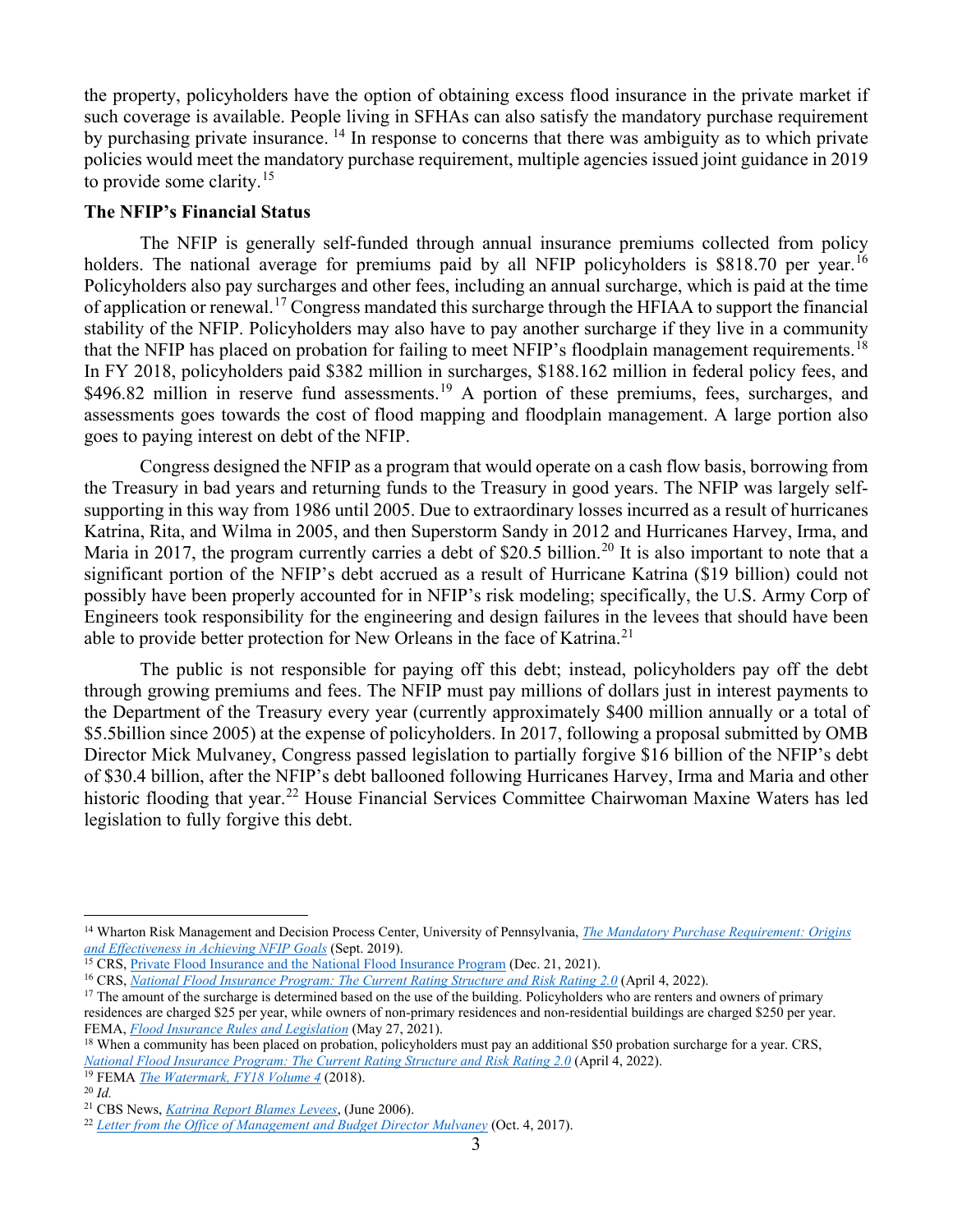the property, policyholders have the option of obtaining excess flood insurance in the private market if such coverage is available. People living in SFHAs can also satisfy the mandatory purchase requirement by purchasing private insurance. [14] In response to concerns that there was ambiguity as to which private policies would meet the mandatory purchase requirement, multiple agencies issued joint guidance in 2019 to provide some clarity.[15]

**The NFIP's Financial Status**

The NFIP is generally self-funded through annual insurance premiums collected from policy holders. The national average for premiums paid by all NFIP policyholders is $818.70 per year.[16] Policyholders also pay surcharges and other fees, including an annual surcharge, which is paid at the time of application or renewal.[17] Congress mandated this surcharge through the HFIAA to support the financial stability of the NFIP. Policyholders may also have to pay another surcharge if they live in a community that the NFIP has placed on probation for failing to meet NFIP's floodplain management requirements.[18] In FY 2018, policyholders paid $382 million in surcharges, $188.162 million in federal policy fees, and $496.82 million in reserve fund assessments.[19] A portion of these premiums, fees, surcharges, and assessments goes towards the cost of flood mapping and floodplain management. A large portion also goes to paying interest on debt of the NFIP.

Congress designed the NFIP as a program that would operate on a cash flow basis, borrowing from the Treasury in bad years and returning funds to the Treasury in good years. The NFIP was largely self-supporting in this way from 1986 until 2005. Due to extraordinary losses incurred as a result of hurricanes Katrina, Rita, and Wilma in 2005, and then Superstorm Sandy in 2012 and Hurricanes Harvey, Irma, and Maria in 2017, the program currently carries a debt of $20.5 billion.[20] It is also important to note that a significant portion of the NFIP's debt accrued as a result of Hurricane Katrina ($19 billion) could not possibly have been properly accounted for in NFIP's risk modeling; specifically, the U.S. Army Corp of Engineers took responsibility for the engineering and design failures in the levees that should have been able to provide better protection for New Orleans in the face of Katrina.[21]

The public is not responsible for paying off this debt; instead, policyholders pay off the debt through growing premiums and fees. The NFIP must pay millions of dollars just in interest payments to the Department of the Treasury every year (currently approximately $400 million annually or a total of $5.5billion since 2005) at the expense of policyholders. In 2017, following a proposal submitted by OMB Director Mick Mulvaney, Congress passed legislation to partially forgive $16 billion of the NFIP's debt of $30.4 billion, after the NFIP's debt ballooned following Hurricanes Harvey, Irma and Maria and other historic flooding that year.[22] House Financial Services Committee Chairwoman Maxine Waters has led legislation to fully forgive this debt.

---

[14] Wharton Risk Management and Decision Process Center, University of Pennsylvania, *The Mandatory Purchase Requirement: Origins and Effectiveness in Achieving NFIP Goals* (Sept. 2019).

[15] CRS, Private Flood Insurance and the National Flood Insurance Program (Dec. 21, 2021).

[16] CRS, *National Flood Insurance Program: The Current Rating Structure and Risk Rating 2.0* (April 4, 2022).

[17] The amount of the surcharge is determined based on the use of the building. Policyholders who are renters and owners of primary residences are charged $25 per year, while owners of non-primary residences and non-residential buildings are charged $250 per year. FEMA, *Flood Insurance Rules and Legislation* (May 27, 2021).

[18] When a community has been placed on probation, policyholders must pay an additional $50 probation surcharge for a year. CRS, *National Flood Insurance Program: The Current Rating Structure and Risk Rating 2.0* (April 4, 2022).

[19] FEMA *The Watermark, FY18 Volume 4* (2018).

[20] *Id.*

[21] CBS News, *Katrina Report Blames Levees*, (June 2006).

[22] *Letter from the Office of Management and Budget Director Mulvaney* (Oct. 4, 2017).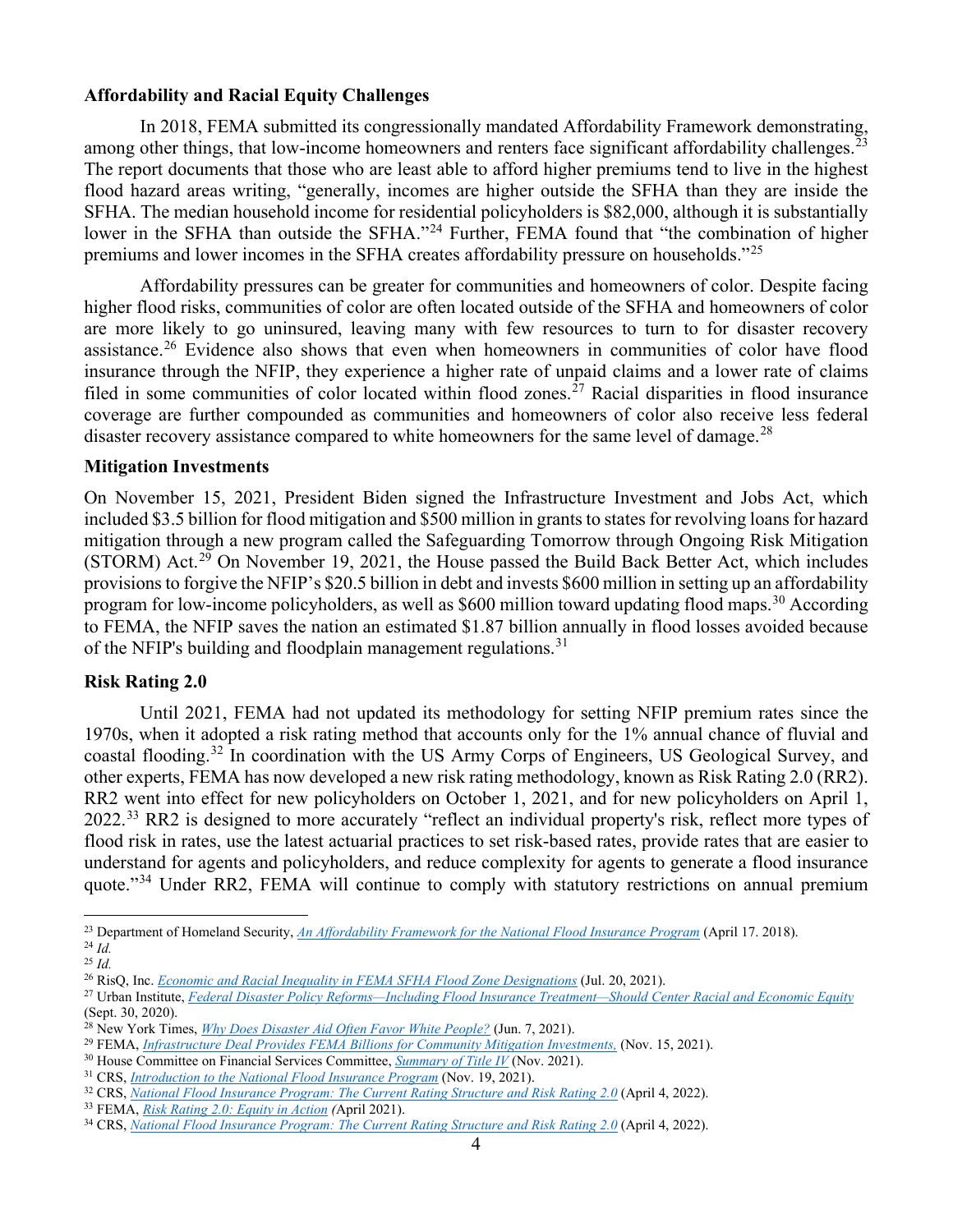**Affordability and Racial Equity Challenges**

In 2018, FEMA submitted its congressionally mandated Affordability Framework demonstrating, among other things, that low-income homeowners and renters face significant affordability challenges.[23] The report documents that those who are least able to afford higher premiums tend to live in the highest flood hazard areas writing, "generally, incomes are higher outside the SFHA than they are inside the SFHA. The median household income for residential policyholders is $82,000, although it is substantially lower in the SFHA than outside the SFHA."[24] Further, FEMA found that "the combination of higher premiums and lower incomes in the SFHA creates affordability pressure on households."[25]

Affordability pressures can be greater for communities and homeowners of color. Despite facing higher flood risks, communities of color are often located outside of the SFHA and homeowners of color are more likely to go uninsured, leaving many with few resources to turn to for disaster recovery assistance.[26] Evidence also shows that even when homeowners in communities of color have flood insurance through the NFIP, they experience a higher rate of unpaid claims and a lower rate of claims filed in some communities of color located within flood zones.[27] Racial disparities in flood insurance coverage are further compounded as communities and homeowners of color also receive less federal disaster recovery assistance compared to white homeowners for the same level of damage.[28]

**Mitigation Investments**

On November 15, 2021, President Biden signed the Infrastructure Investment and Jobs Act, which included $3.5 billion for flood mitigation and $500 million in grants to states for revolving loans for hazard mitigation through a new program called the Safeguarding Tomorrow through Ongoing Risk Mitigation (STORM) Act.[29] On November 19, 2021, the House passed the Build Back Better Act, which includes provisions to forgive the NFIP's $20.5 billion in debt and invests $600 million in setting up an affordability program for low-income policyholders, as well as $600 million toward updating flood maps.[30] According to FEMA, the NFIP saves the nation an estimated $1.87 billion annually in flood losses avoided because of the NFIP's building and floodplain management regulations.[31]

**Risk Rating 2.0**

Until 2021, FEMA had not updated its methodology for setting NFIP premium rates since the 1970s, when it adopted a risk rating method that accounts only for the 1% annual chance of fluvial and coastal flooding.[32] In coordination with the US Army Corps of Engineers, US Geological Survey, and other experts, FEMA has now developed a new risk rating methodology, known as Risk Rating 2.0 (RR2). RR2 went into effect for new policyholders on October 1, 2021, and for new policyholders on April 1, 2022.[33] RR2 is designed to more accurately "reflect an individual property's risk, reflect more types of flood risk in rates, use the latest actuarial practices to set risk-based rates, provide rates that are easier to understand for agents and policyholders, and reduce complexity for agents to generate a flood insurance quote."[34] Under RR2, FEMA will continue to comply with statutory restrictions on annual premium

---

[23] Department of Homeland Security, *An Affordability Framework for the National Flood Insurance Program* (April 17. 2018).
[24] *Id.*
[25] *Id.*
[26] RisQ, Inc. *Economic and Racial Inequality in FEMA SFHA Flood Zone Designations* (Jul. 20, 2021).
[27] Urban Institute, *Federal Disaster Policy Reforms—Including Flood Insurance Treatment—Should Center Racial and Economic Equity* (Sept. 30, 2020).
[28] New York Times, *Why Does Disaster Aid Often Favor White People?* (Jun. 7, 2021).
[29] FEMA, *Infrastructure Deal Provides FEMA Billions for Community Mitigation Investments,* (Nov. 15, 2021).
[30] House Committee on Financial Services Committee, *Summary of Title IV* (Nov. 2021).
[31] CRS, *Introduction to the National Flood Insurance Program* (Nov. 19, 2021).
[32] CRS, *National Flood Insurance Program: The Current Rating Structure and Risk Rating 2.0* (April 4, 2022).
[33] FEMA, *Risk Rating 2.0: Equity in Action* (April 2021).
[34] CRS, *National Flood Insurance Program: The Current Rating Structure and Risk Rating 2.0* (April 4, 2022).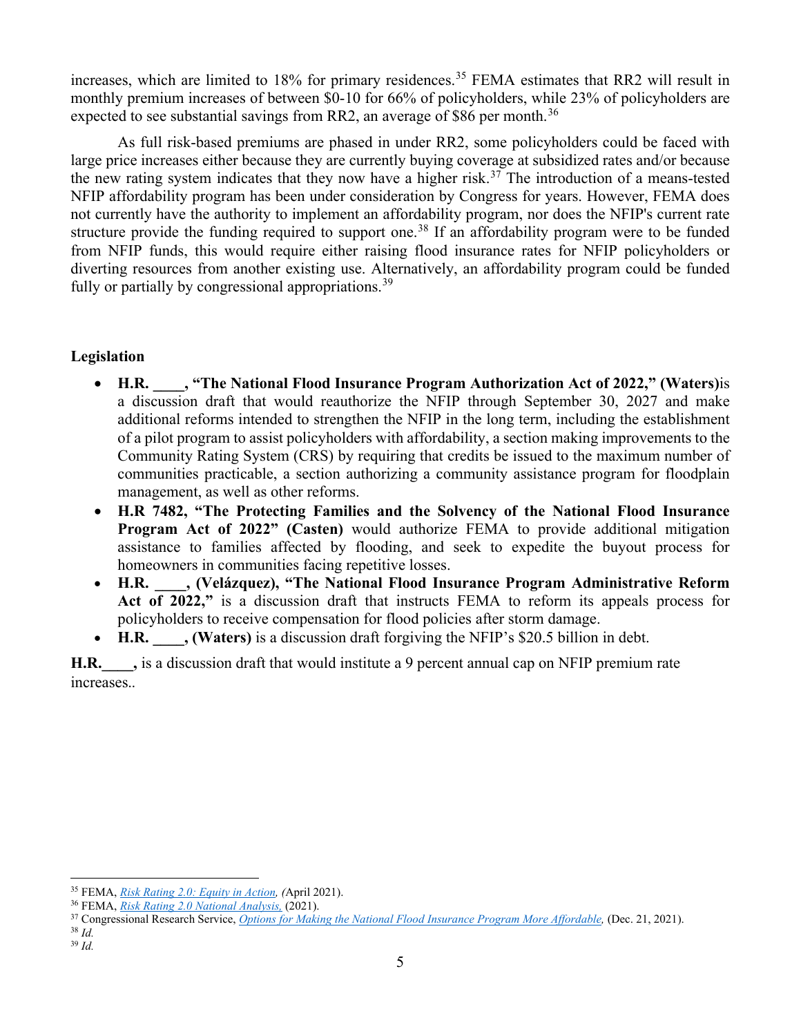increases, which are limited to 18% for primary residences.[35] FEMA estimates that RR2 will result in monthly premium increases of between $0-10 for 66% of policyholders, while 23% of policyholders are expected to see substantial savings from RR2, an average of $86 per month.[36]

As full risk-based premiums are phased in under RR2, some policyholders could be faced with large price increases either because they are currently buying coverage at subsidized rates and/or because the new rating system indicates that they now have a higher risk.[37] The introduction of a means-tested NFIP affordability program has been under consideration by Congress for years. However, FEMA does not currently have the authority to implement an affordability program, nor does the NFIP's current rate structure provide the funding required to support one.[38] If an affordability program were to be funded from NFIP funds, this would require either raising flood insurance rates for NFIP policyholders or diverting resources from another existing use. Alternatively, an affordability program could be funded fully or partially by congressional appropriations.[39]

**Legislation**

- **H.R. ____, "The National Flood Insurance Program Authorization Act of 2022," (Waters)**is a discussion draft that would reauthorize the NFIP through September 30, 2027 and make additional reforms intended to strengthen the NFIP in the long term, including the establishment of a pilot program to assist policyholders with affordability, a section making improvements to the Community Rating System (CRS) by requiring that credits be issued to the maximum number of communities practicable, a section authorizing a community assistance program for floodplain management, as well as other reforms.
- **H.R 7482, "The Protecting Families and the Solvency of the National Flood Insurance Program Act of 2022" (Casten)** would authorize FEMA to provide additional mitigation assistance to families affected by flooding, and seek to expedite the buyout process for homeowners in communities facing repetitive losses.
- **H.R. ____, (Velázquez), "The National Flood Insurance Program Administrative Reform Act of 2022,"** is a discussion draft that instructs FEMA to reform its appeals process for policyholders to receive compensation for flood policies after storm damage.
- **H.R. ____, (Waters)** is a discussion draft forgiving the NFIP's $20.5 billion in debt.

**H.R.____,** is a discussion draft that would institute a 9 percent annual cap on NFIP premium rate increases..

---

[35] FEMA, *Risk Rating 2.0: Equity in Action, (*April 2021).
[36] FEMA, *Risk Rating 2.0 National Analysis,* (2021).
[37] Congressional Research Service, *Options for Making the National Flood Insurance Program More Affordable,* (Dec. 21, 2021).
[38] *Id.*
[39] *Id.*